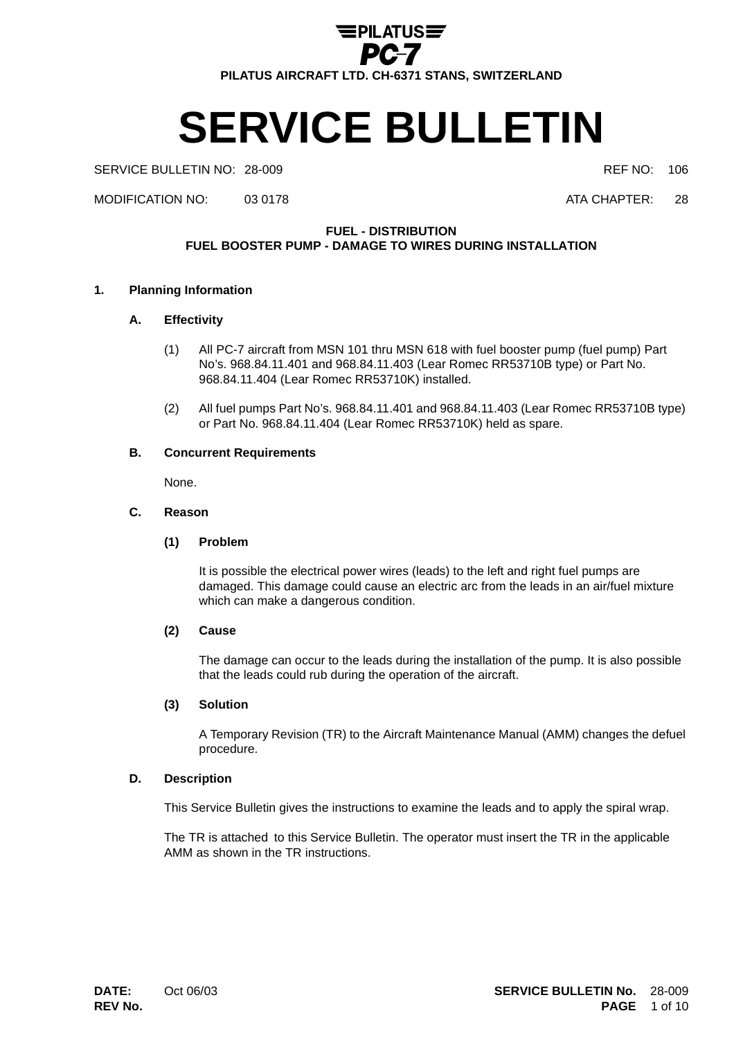PILATUS PC-7

PILATUS AIRCRAFT LTD. CH-6371 STANS, SWITZERLAND

# SERVICE BULLETIN

| | | | |
|---|---|---|---|
| SERVICE BULLETIN NO: | 28-009 | REF NO: | 106 |
| MODIFICATION NO: | 03 0178 | ATA CHAPTER: | 28 |

**FUEL - DISTRIBUTION**
**FUEL BOOSTER PUMP - DAMAGE TO WIRES DURING INSTALLATION**

## 1. Planning Information

### A. Effectivity

(1) All PC-7 aircraft from MSN 101 thru MSN 618 with fuel booster pump (fuel pump) Part No's. 968.84.11.401 and 968.84.11.403 (Lear Romec RR53710B type) or Part No. 968.84.11.404 (Lear Romec RR53710K) installed.

(2) All fuel pumps Part No's. 968.84.11.401 and 968.84.11.403 (Lear Romec RR53710B type) or Part No. 968.84.11.404 (Lear Romec RR53710K) held as spare.

### B. Concurrent Requirements

None.

### C. Reason

**(1) Problem**

It is possible the electrical power wires (leads) to the left and right fuel pumps are damaged. This damage could cause an electric arc from the leads in an air/fuel mixture which can make a dangerous condition.

**(2) Cause**

The damage can occur to the leads during the installation of the pump. It is also possible that the leads could rub during the operation of the aircraft.

**(3) Solution**

A Temporary Revision (TR) to the Aircraft Maintenance Manual (AMM) changes the defuel procedure.

### D. Description

This Service Bulletin gives the instructions to examine the leads and to apply the spiral wrap.

The TR is attached to this Service Bulletin. The operator must insert the TR in the applicable AMM as shown in the TR instructions.

**DATE:** Oct 06/03
**REV No.**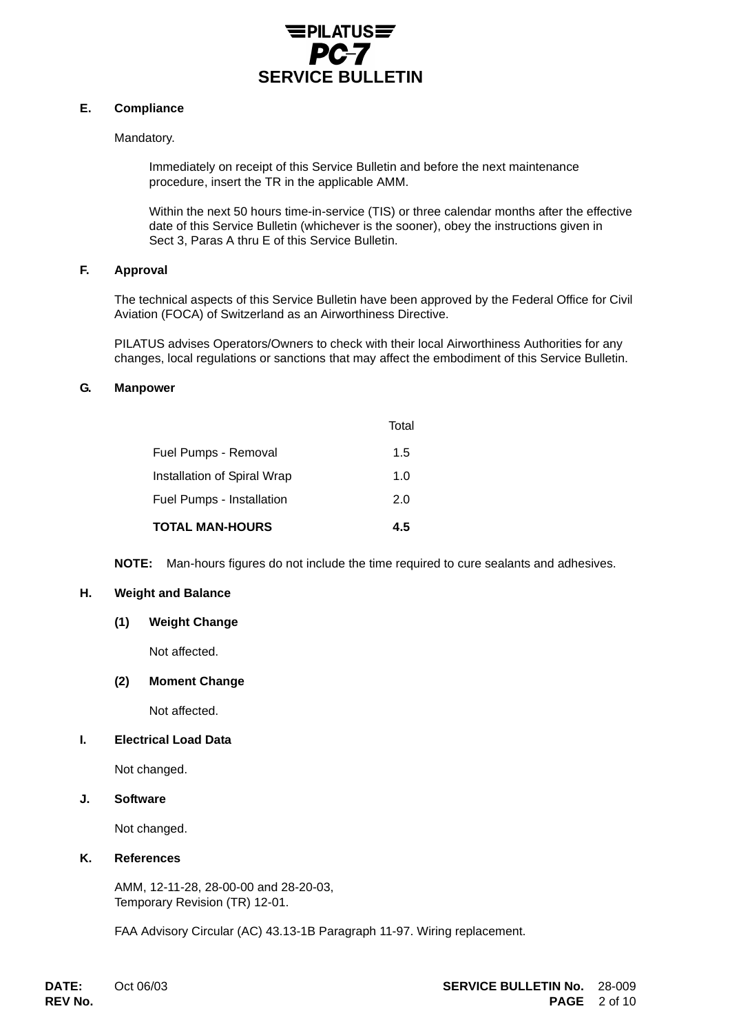### E. Compliance

Mandatory.

Immediately on receipt of this Service Bulletin and before the next maintenance procedure, insert the TR in the applicable AMM.

Within the next 50 hours time-in-service (TIS) or three calendar months after the effective date of this Service Bulletin (whichever is the sooner), obey the instructions given in Sect 3, Paras A thru E of this Service Bulletin.

### F. Approval

The technical aspects of this Service Bulletin have been approved by the Federal Office for Civil Aviation (FOCA) of Switzerland as an Airworthiness Directive.

PILATUS advises Operators/Owners to check with their local Airworthiness Authorities for any changes, local regulations or sanctions that may affect the embodiment of this Service Bulletin.

### G. Manpower

| | Total |
|---|---|
| Fuel Pumps - Removal | 1.5 |
| Installation of Spiral Wrap | 1.0 |
| Fuel Pumps - Installation | 2.0 |
| **TOTAL MAN-HOURS** | **4.5** |

**NOTE:** Man-hours figures do not include the time required to cure sealants and adhesives.

### H. Weight and Balance

**(1) Weight Change**

Not affected.

**(2) Moment Change**

Not affected.

### I. Electrical Load Data

Not changed.

### J. Software

Not changed.

### K. References

AMM, 12-11-28, 28-00-00 and 28-20-03,
Temporary Revision (TR) 12-01.

FAA Advisory Circular (AC) 43.13-1B Paragraph 11-97. Wiring replacement.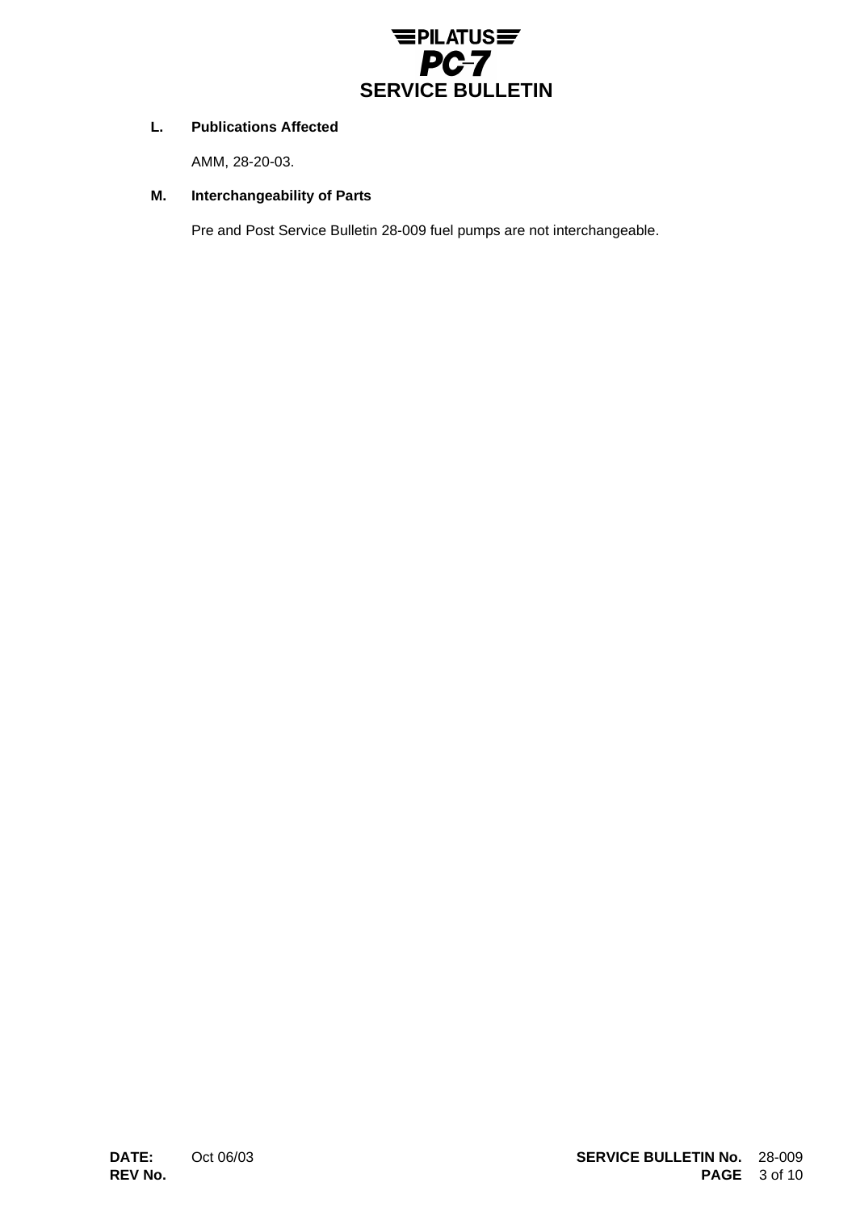### L. Publications Affected

AMM, 28-20-03.

### M. Interchangeability of Parts

Pre and Post Service Bulletin 28-009 fuel pumps are not interchangeable.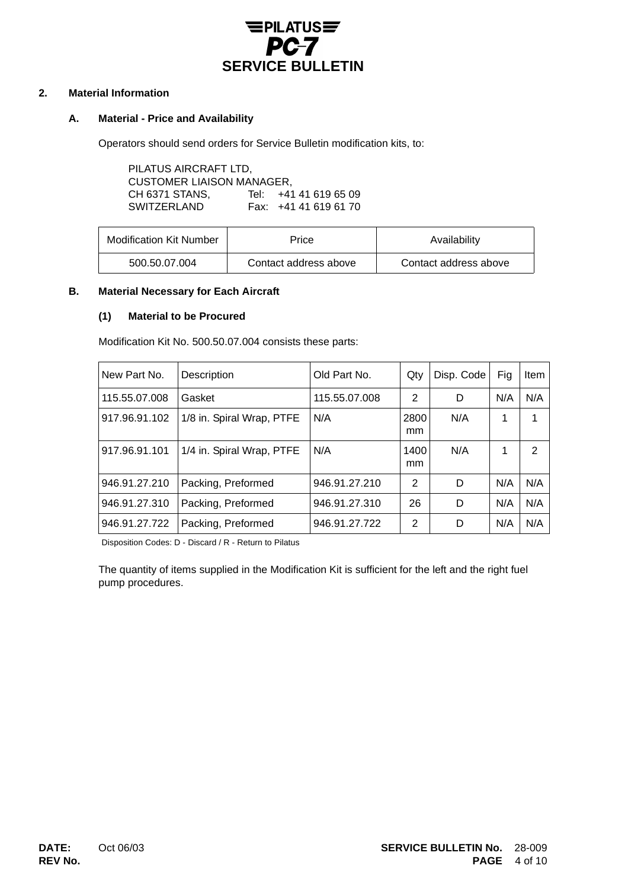## 2. Material Information

### A. Material - Price and Availability

Operators should send orders for Service Bulletin modification kits, to:

PILATUS AIRCRAFT LTD,
CUSTOMER LIAISON MANAGER,
CH 6371 STANS, Tel: +41 41 619 65 09
SWITZERLAND Fax: +41 41 619 61 70

| Modification Kit Number | Price | Availability |
|---|---|---|
| 500.50.07.004 | Contact address above | Contact address above |

### B. Material Necessary for Each Aircraft

#### (1) Material to be Procured

Modification Kit No. 500.50.07.004 consists these parts:

| New Part No. | Description | Old Part No. | Qty | Disp. Code | Fig | Item |
|---|---|---|---|---|---|---|
| 115.55.07.008 | Gasket | 115.55.07.008 | 2 | D | N/A | N/A |
| 917.96.91.102 | 1/8 in. Spiral Wrap, PTFE | N/A | 2800 mm | N/A | 1 | 1 |
| 917.96.91.101 | 1/4 in. Spiral Wrap, PTFE | N/A | 1400 mm | N/A | 1 | 2 |
| 946.91.27.210 | Packing, Preformed | 946.91.27.210 | 2 | D | N/A | N/A |
| 946.91.27.310 | Packing, Preformed | 946.91.27.310 | 26 | D | N/A | N/A |
| 946.91.27.722 | Packing, Preformed | 946.91.27.722 | 2 | D | N/A | N/A |

Disposition Codes: D - Discard / R - Return to Pilatus

The quantity of items supplied in the Modification Kit is sufficient for the left and the right fuel pump procedures.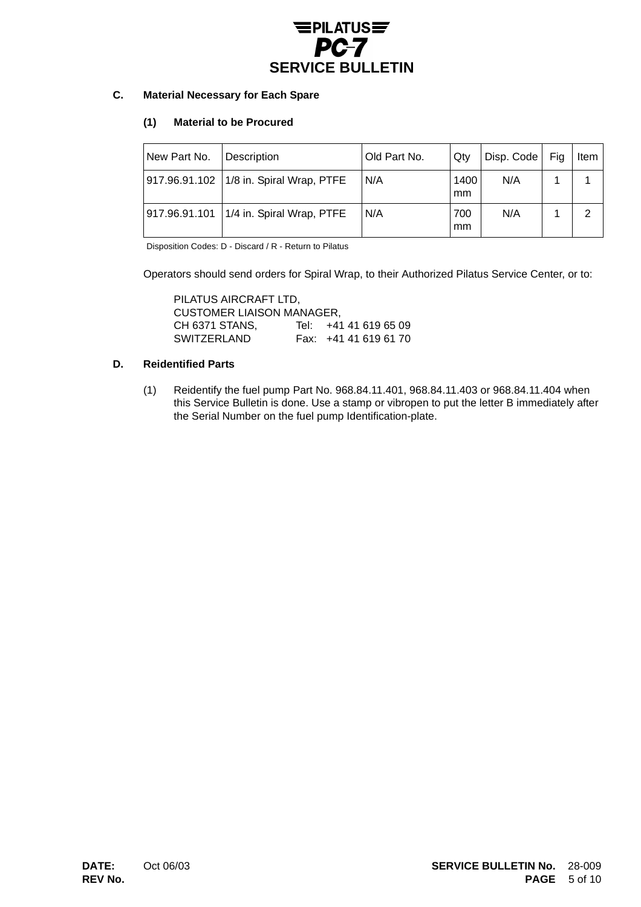### C. Material Necessary for Each Spare

#### (1) Material to be Procured

| New Part No. | Description | Old Part No. | Qty | Disp. Code | Fig | Item |
|---|---|---|---|---|---|---|
| 917.96.91.102 | 1/8 in. Spiral Wrap, PTFE | N/A | 1400 mm | N/A | 1 | 1 |
| 917.96.91.101 | 1/4 in. Spiral Wrap, PTFE | N/A | 700 mm | N/A | 1 | 2 |

Disposition Codes: D - Discard / R - Return to Pilatus

Operators should send orders for Spiral Wrap, to their Authorized Pilatus Service Center, or to:

PILATUS AIRCRAFT LTD,
CUSTOMER LIAISON MANAGER,
CH 6371 STANS, Tel: +41 41 619 65 09
SWITZERLAND Fax: +41 41 619 61 70

### D. Reidentified Parts

(1) Reidentify the fuel pump Part No. 968.84.11.401, 968.84.11.403 or 968.84.11.404 when this Service Bulletin is done. Use a stamp or vibropen to put the letter B immediately after the Serial Number on the fuel pump Identification-plate.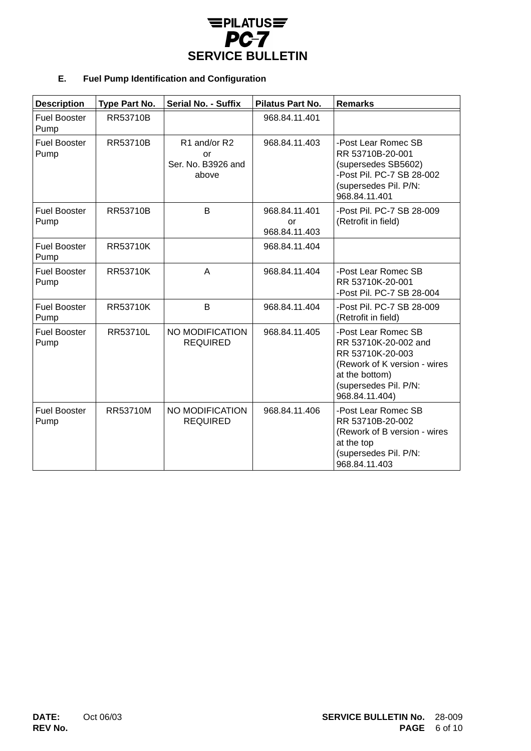### E. Fuel Pump Identification and Configuration

| Description | Type Part No. | Serial No. - Suffix | Pilatus Part No. | Remarks |
|---|---|---|---|---|
| Fuel Booster Pump | RR53710B | | 968.84.11.401 | |
| Fuel Booster Pump | RR53710B | R1 and/or R2 or Ser. No. B3926 and above | 968.84.11.403 | -Post Lear Romec SB RR 53710B-20-001 (supersedes SB5602) -Post Pil. PC-7 SB 28-002 (supersedes Pil. P/N: 968.84.11.401 |
| Fuel Booster Pump | RR53710B | B | 968.84.11.401 or 968.84.11.403 | -Post Pil. PC-7 SB 28-009 (Retrofit in field) |
| Fuel Booster Pump | RR53710K | | 968.84.11.404 | |
| Fuel Booster Pump | RR53710K | A | 968.84.11.404 | -Post Lear Romec SB RR 53710K-20-001 -Post Pil. PC-7 SB 28-004 |
| Fuel Booster Pump | RR53710K | B | 968.84.11.404 | -Post Pil. PC-7 SB 28-009 (Retrofit in field) |
| Fuel Booster Pump | RR53710L | NO MODIFICATION REQUIRED | 968.84.11.405 | -Post Lear Romec SB RR 53710K-20-002 and RR 53710K-20-003 (Rework of K version - wires at the bottom) (supersedes Pil. P/N: 968.84.11.404) |
| Fuel Booster Pump | RR53710M | NO MODIFICATION REQUIRED | 968.84.11.406 | -Post Lear Romec SB RR 53710B-20-002 (Rework of B version - wires at the top (supersedes Pil. P/N: 968.84.11.403 |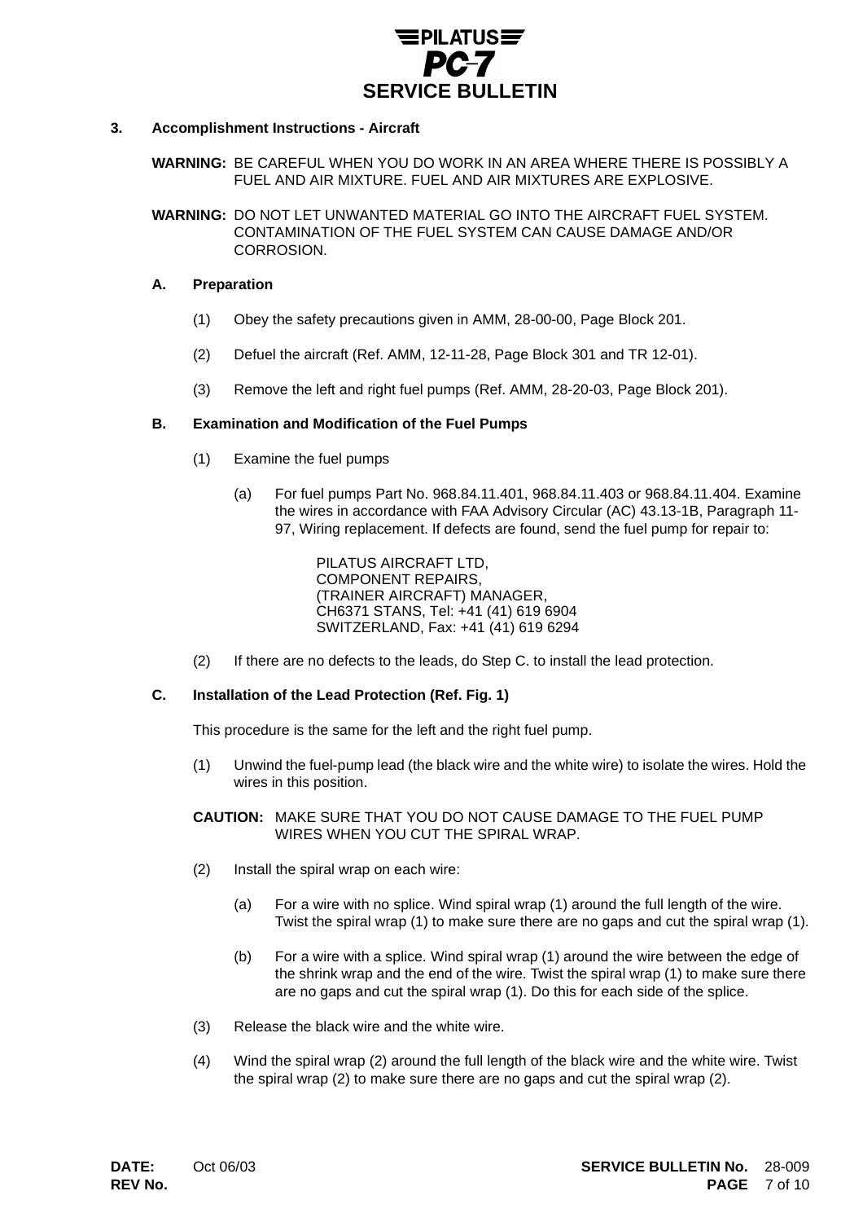## 3. Accomplishment Instructions - Aircraft

**WARNING:** BE CAREFUL WHEN YOU DO WORK IN AN AREA WHERE THERE IS POSSIBLY A FUEL AND AIR MIXTURE. FUEL AND AIR MIXTURES ARE EXPLOSIVE.

**WARNING:** DO NOT LET UNWANTED MATERIAL GO INTO THE AIRCRAFT FUEL SYSTEM. CONTAMINATION OF THE FUEL SYSTEM CAN CAUSE DAMAGE AND/OR CORROSION.

### A. Preparation

(1) Obey the safety precautions given in AMM, 28-00-00, Page Block 201.

(2) Defuel the aircraft (Ref. AMM, 12-11-28, Page Block 301 and TR 12-01).

(3) Remove the left and right fuel pumps (Ref. AMM, 28-20-03, Page Block 201).

### B. Examination and Modification of the Fuel Pumps

(1) Examine the fuel pumps

(a) For fuel pumps Part No. 968.84.11.401, 968.84.11.403 or 968.84.11.404. Examine the wires in accordance with FAA Advisory Circular (AC) 43.13-1B, Paragraph 11-97, Wiring replacement. If defects are found, send the fuel pump for repair to:

PILATUS AIRCRAFT LTD,
COMPONENT REPAIRS,
(TRAINER AIRCRAFT) MANAGER,
CH6371 STANS, Tel: +41 (41) 619 6904
SWITZERLAND, Fax: +41 (41) 619 6294

(2) If there are no defects to the leads, do Step C. to install the lead protection.

### C. Installation of the Lead Protection (Ref. Fig. 1)

This procedure is the same for the left and the right fuel pump.

(1) Unwind the fuel-pump lead (the black wire and the white wire) to isolate the wires. Hold the wires in this position.

**CAUTION:** MAKE SURE THAT YOU DO NOT CAUSE DAMAGE TO THE FUEL PUMP WIRES WHEN YOU CUT THE SPIRAL WRAP.

(2) Install the spiral wrap on each wire:

(a) For a wire with no splice. Wind spiral wrap (1) around the full length of the wire. Twist the spiral wrap (1) to make sure there are no gaps and cut the spiral wrap (1).

(b) For a wire with a splice. Wind spiral wrap (1) around the wire between the edge of the shrink wrap and the end of the wire. Twist the spiral wrap (1) to make sure there are no gaps and cut the spiral wrap (1). Do this for each side of the splice.

(3) Release the black wire and the white wire.

(4) Wind the spiral wrap (2) around the full length of the black wire and the white wire. Twist the spiral wrap (2) to make sure there are no gaps and cut the spiral wrap (2).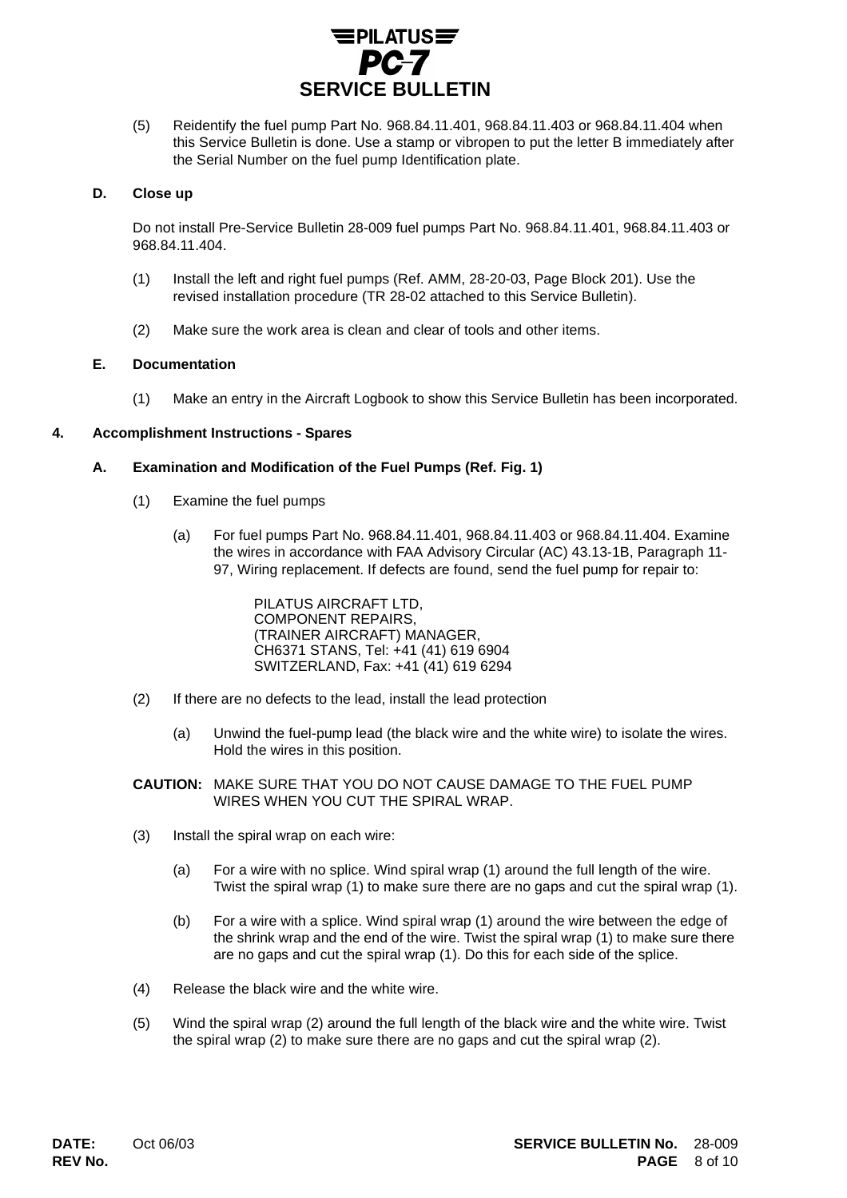(5) Reidentify the fuel pump Part No. 968.84.11.401, 968.84.11.403 or 968.84.11.404 when this Service Bulletin is done. Use a stamp or vibropen to put the letter B immediately after the Serial Number on the fuel pump Identification plate.

### D. Close up

Do not install Pre-Service Bulletin 28-009 fuel pumps Part No. 968.84.11.401, 968.84.11.403 or 968.84.11.404.

(1) Install the left and right fuel pumps (Ref. AMM, 28-20-03, Page Block 201). Use the revised installation procedure (TR 28-02 attached to this Service Bulletin).

(2) Make sure the work area is clean and clear of tools and other items.

### E. Documentation

(1) Make an entry in the Aircraft Logbook to show this Service Bulletin has been incorporated.

## 4. Accomplishment Instructions - Spares

### A. Examination and Modification of the Fuel Pumps (Ref. Fig. 1)

(1) Examine the fuel pumps

(a) For fuel pumps Part No. 968.84.11.401, 968.84.11.403 or 968.84.11.404. Examine the wires in accordance with FAA Advisory Circular (AC) 43.13-1B, Paragraph 11-97, Wiring replacement. If defects are found, send the fuel pump for repair to:

PILATUS AIRCRAFT LTD,
COMPONENT REPAIRS,
(TRAINER AIRCRAFT) MANAGER,
CH6371 STANS, Tel: +41 (41) 619 6904
SWITZERLAND, Fax: +41 (41) 619 6294

(2) If there are no defects to the lead, install the lead protection

(a) Unwind the fuel-pump lead (the black wire and the white wire) to isolate the wires. Hold the wires in this position.

**CAUTION:** MAKE SURE THAT YOU DO NOT CAUSE DAMAGE TO THE FUEL PUMP WIRES WHEN YOU CUT THE SPIRAL WRAP.

(3) Install the spiral wrap on each wire:

(a) For a wire with no splice. Wind spiral wrap (1) around the full length of the wire. Twist the spiral wrap (1) to make sure there are no gaps and cut the spiral wrap (1).

(b) For a wire with a splice. Wind spiral wrap (1) around the wire between the edge of the shrink wrap and the end of the wire. Twist the spiral wrap (1) to make sure there are no gaps and cut the spiral wrap (1). Do this for each side of the splice.

(4) Release the black wire and the white wire.

(5) Wind the spiral wrap (2) around the full length of the black wire and the white wire. Twist the spiral wrap (2) to make sure there are no gaps and cut the spiral wrap (2).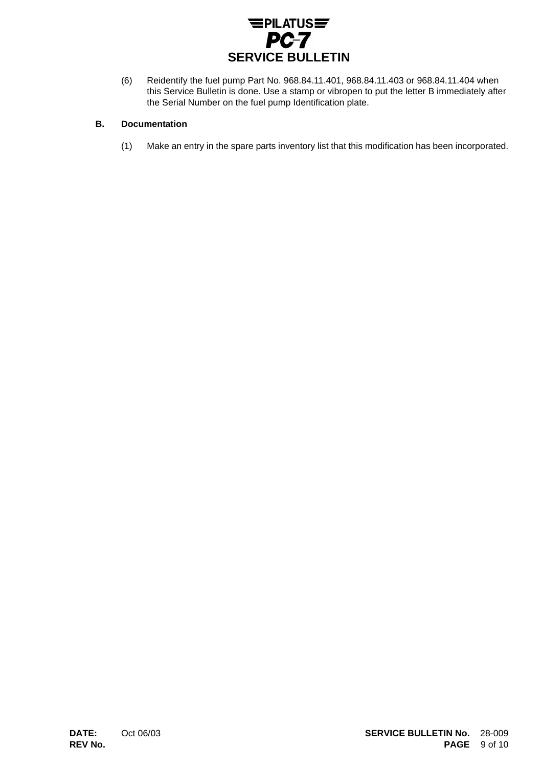(6) Reidentify the fuel pump Part No. 968.84.11.401, 968.84.11.403 or 968.84.11.404 when this Service Bulletin is done. Use a stamp or vibropen to put the letter B immediately after the Serial Number on the fuel pump Identification plate.

**B. Documentation**

(1) Make an entry in the spare parts inventory list that this modification has been incorporated.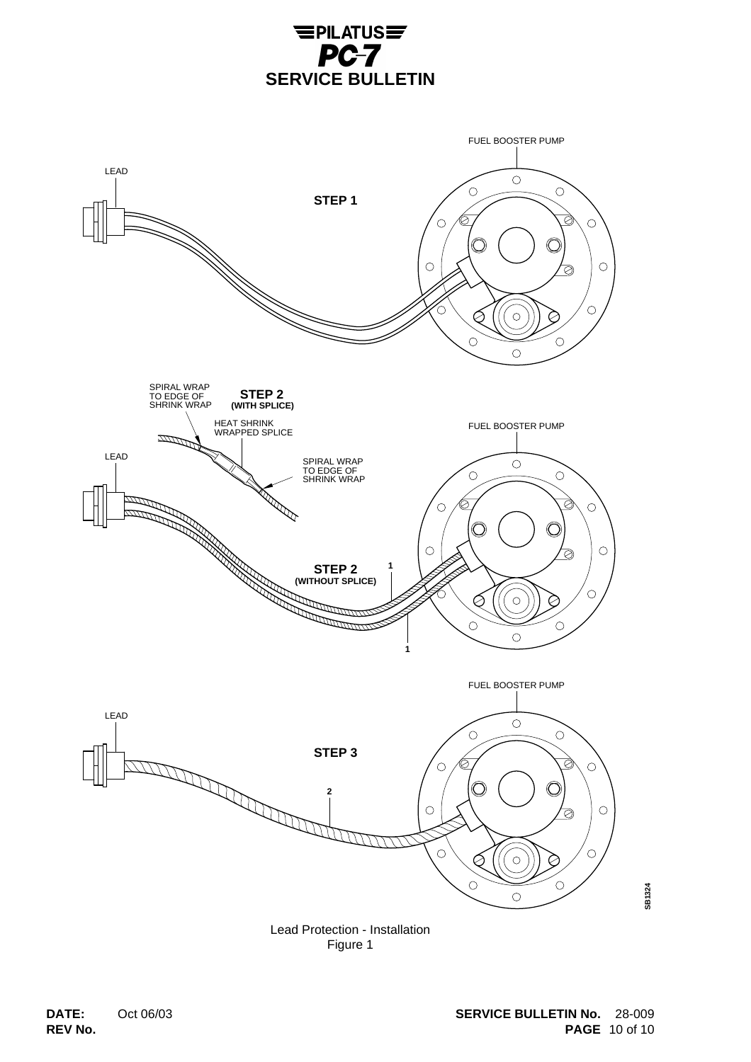FUEL BOOSTER PUMP

LEAD

STEP 1

SPIRAL WRAP TO EDGE OF SHRINK WRAP

STEP 2 (WITH SPLICE)

HEAT SHRINK WRAPPED SPLICE

FUEL BOOSTER PUMP

LEAD

SPIRAL WRAP TO EDGE OF SHRINK WRAP

STEP 2 (WITHOUT SPLICE)

1

1

FUEL BOOSTER PUMP

LEAD

STEP 3

2

SB1324

Lead Protection - Installation
Figure 1